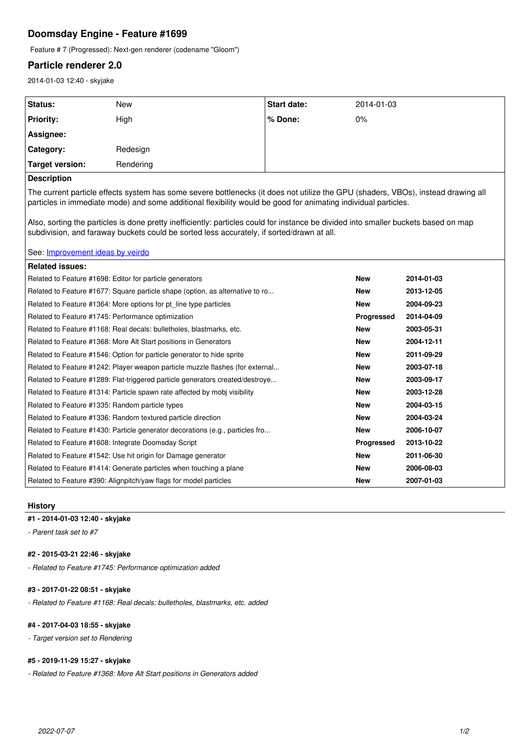# Doomsday Engine - Feature #1699

Feature # 7 (Progressed): Next-gen renderer (codename "Gloom")

## Particle renderer 2.0

2014-01-03 12:40 - skyjake

| | | | |
|---|---|---|---|
| **Status:** | New | **Start date:** | 2014-01-03 |
| **Priority:** | High | **% Done:** | 0% |
| **Assignee:** | | | |
| **Category:** | Redesign | | |
| **Target version:** | Rendering | | |

**Description**

The current particle effects system has some severe bottlenecks (it does not utilize the GPU (shaders, VBOs), instead drawing all particles in immediate mode) and some additional flexibility would be good for animating individual particles.

Also, sorting the particles is done pretty inefficiently: particles could for instance be divided into smaller buckets based on map subdivision, and faraway buckets could be sorted less accurately, if sorted/drawn at all.

See: [Improvement ideas by veirdo]()

**Related issues:**

| | | |
|---|---|---|
| Related to Feature #1698: Editor for particle generators | **New** | **2014-01-03** |
| Related to Feature #1677: Square particle shape (option, as alternative to ro... | **New** | **2013-12-05** |
| Related to Feature #1364: More options for pt_line type particles | **New** | **2004-09-23** |
| Related to Feature #1745: Performance optimization | **Progressed** | **2014-04-09** |
| Related to Feature #1168: Real decals: bulletholes, blastmarks, etc. | **New** | **2003-05-31** |
| Related to Feature #1368: More Alt Start positions in Generators | **New** | **2004-12-11** |
| Related to Feature #1546: Option for particle generator to hide sprite | **New** | **2011-09-29** |
| Related to Feature #1242: Player weapon particle muzzle flashes (for external... | **New** | **2003-07-18** |
| Related to Feature #1289: Flat-triggered particle generators created/destroye... | **New** | **2003-09-17** |
| Related to Feature #1314: Particle spawn rate affected by mobj visibility | **New** | **2003-12-28** |
| Related to Feature #1335: Random particle types | **New** | **2004-03-15** |
| Related to Feature #1336: Random textured particle direction | **New** | **2004-03-24** |
| Related to Feature #1430: Particle generator decorations (e.g., particles fro... | **New** | **2006-10-07** |
| Related to Feature #1608: Integrate Doomsday Script | **Progressed** | **2013-10-22** |
| Related to Feature #1542: Use hit origin for Damage generator | **New** | **2011-06-30** |
| Related to Feature #1414: Generate particles when touching a plane | **New** | **2006-08-03** |
| Related to Feature #390: Alignpitch/yaw flags for model particles | **New** | **2007-01-03** |

### History

**#1 - 2014-01-03 12:40 - skyjake**

*- Parent task set to #7*

**#2 - 2015-03-21 22:46 - skyjake**

*- Related to Feature #1745: Performance optimization added*

**#3 - 2017-01-22 08:51 - skyjake**

*- Related to Feature #1168: Real decals: bulletholes, blastmarks, etc. added*

**#4 - 2017-04-03 18:55 - skyjake**

*- Target version set to Rendering*

**#5 - 2019-11-29 15:27 - skyjake**

*- Related to Feature #1368: More Alt Start positions in Generators added*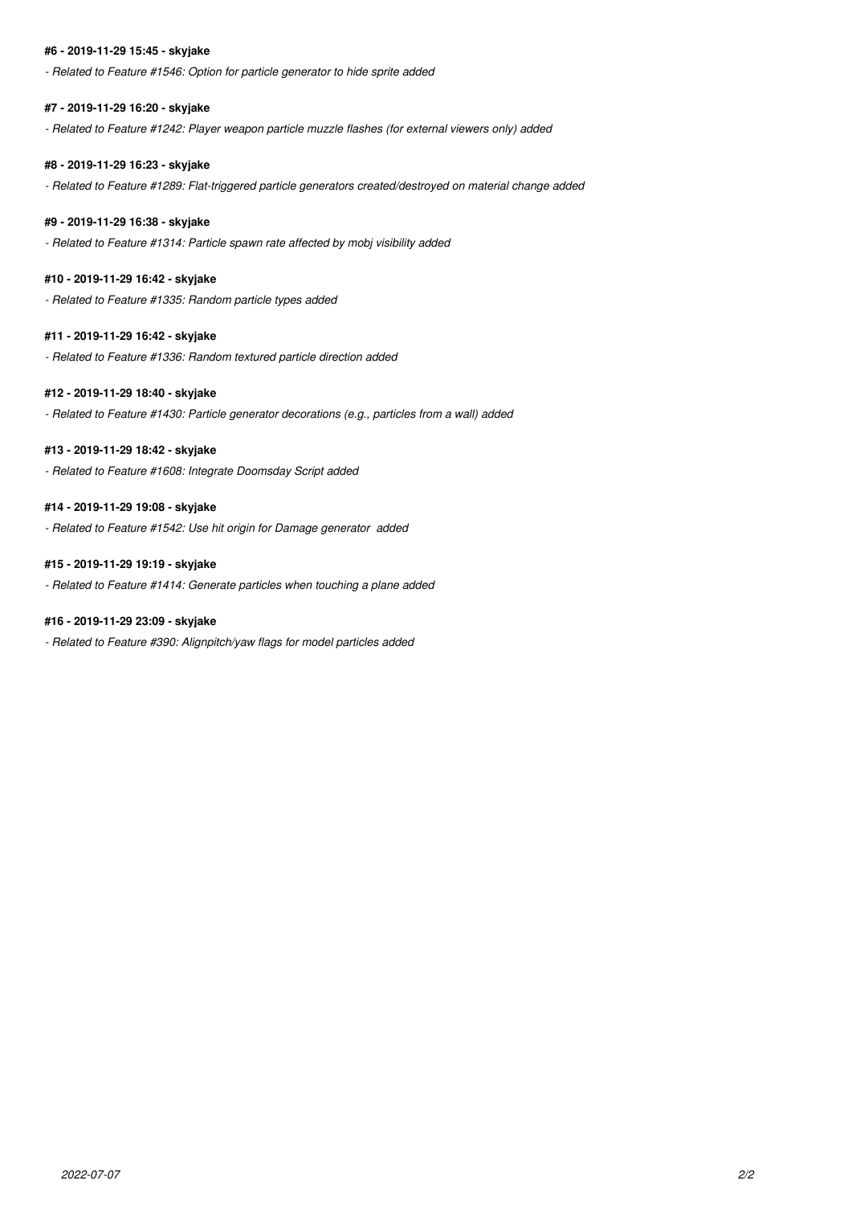**#6 - 2019-11-29 15:45 - skyjake**

*- Related to Feature #1546: Option for particle generator to hide sprite added*

**#7 - 2019-11-29 16:20 - skyjake**

*- Related to Feature #1242: Player weapon particle muzzle flashes (for external viewers only) added*

**#8 - 2019-11-29 16:23 - skyjake**

*- Related to Feature #1289: Flat-triggered particle generators created/destroyed on material change added*

**#9 - 2019-11-29 16:38 - skyjake**

*- Related to Feature #1314: Particle spawn rate affected by mobj visibility added*

**#10 - 2019-11-29 16:42 - skyjake**

*- Related to Feature #1335: Random particle types added*

**#11 - 2019-11-29 16:42 - skyjake**

*- Related to Feature #1336: Random textured particle direction added*

**#12 - 2019-11-29 18:40 - skyjake**

*- Related to Feature #1430: Particle generator decorations (e.g., particles from a wall) added*

**#13 - 2019-11-29 18:42 - skyjake**

*- Related to Feature #1608: Integrate Doomsday Script added*

**#14 - 2019-11-29 19:08 - skyjake**

*- Related to Feature #1542: Use hit origin for Damage generator added*

**#15 - 2019-11-29 19:19 - skyjake**

*- Related to Feature #1414: Generate particles when touching a plane added*

**#16 - 2019-11-29 23:09 - skyjake**

*- Related to Feature #390: Alignpitch/yaw flags for model particles added*